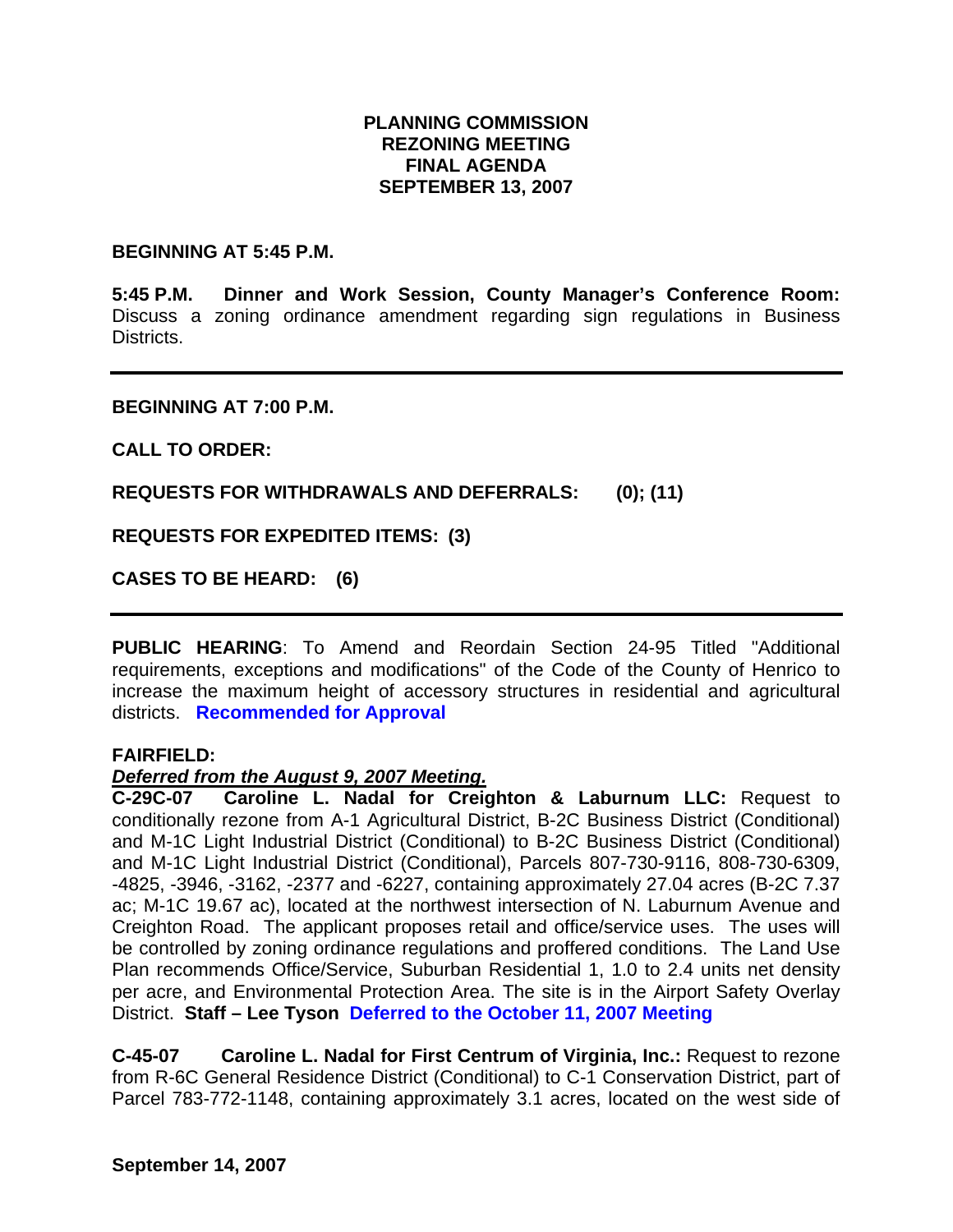# PLANNING COMMISSION
# REZONING MEETING
# FINAL AGENDA
# SEPTEMBER 13, 2007

**BEGINNING AT 5:45 P.M.**

**5:45 P.M. Dinner and Work Session, County Manager's Conference Room:** Discuss a zoning ordinance amendment regarding sign regulations in Business Districts.

---

**BEGINNING AT 7:00 P.M.**

**CALL TO ORDER:**

**REQUESTS FOR WITHDRAWALS AND DEFERRALS: (0); (11)**

**REQUESTS FOR EXPEDITED ITEMS: (3)**

**CASES TO BE HEARD: (6)**

---

**PUBLIC HEARING**: To Amend and Reordain Section 24-95 Titled "Additional requirements, exceptions and modifications" of the Code of the County of Henrico to increase the maximum height of accessory structures in residential and agricultural districts. **Recommended for Approval**

**FAIRFIELD:**

***Deferred from the August 9, 2007 Meeting.***

**C-29C-07 Caroline L. Nadal for Creighton & Laburnum LLC:** Request to conditionally rezone from A-1 Agricultural District, B-2C Business District (Conditional) and M-1C Light Industrial District (Conditional) to B-2C Business District (Conditional) and M-1C Light Industrial District (Conditional), Parcels 807-730-9116, 808-730-6309, -4825, -3946, -3162, -2377 and -6227, containing approximately 27.04 acres (B-2C 7.37 ac; M-1C 19.67 ac), located at the northwest intersection of N. Laburnum Avenue and Creighton Road. The applicant proposes retail and office/service uses. The uses will be controlled by zoning ordinance regulations and proffered conditions. The Land Use Plan recommends Office/Service, Suburban Residential 1, 1.0 to 2.4 units net density per acre, and Environmental Protection Area. The site is in the Airport Safety Overlay District. **Staff – Lee Tyson** **Deferred to the October 11, 2007 Meeting**

**C-45-07 Caroline L. Nadal for First Centrum of Virginia, Inc.:** Request to rezone from R-6C General Residence District (Conditional) to C-1 Conservation District, part of Parcel 783-772-1148, containing approximately 3.1 acres, located on the west side of

**September 14, 2007**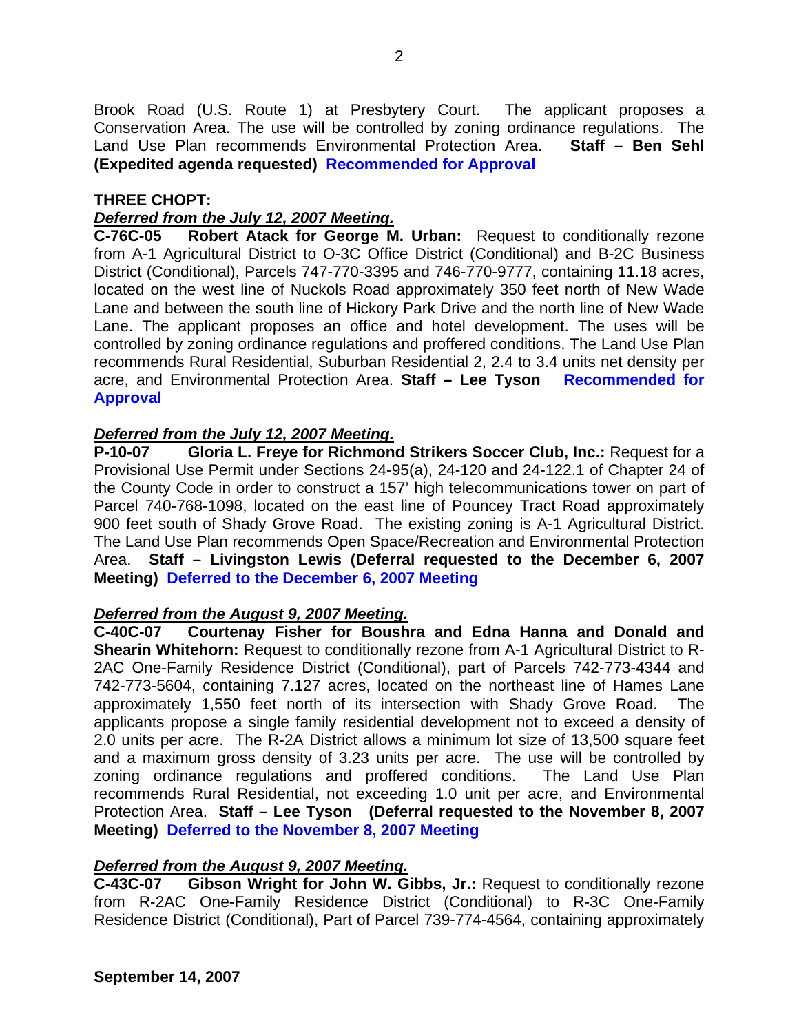Brook Road (U.S. Route 1) at Presbytery Court. The applicant proposes a Conservation Area. The use will be controlled by zoning ordinance regulations. The Land Use Plan recommends Environmental Protection Area. **Staff – Ben Sehl (Expedited agenda requested)** **Recommended for Approval**

**THREE CHOPT:**

***Deferred from the July 12, 2007 Meeting.***

**C-76C-05 Robert Atack for George M. Urban:** Request to conditionally rezone from A-1 Agricultural District to O-3C Office District (Conditional) and B-2C Business District (Conditional), Parcels 747-770-3395 and 746-770-9777, containing 11.18 acres, located on the west line of Nuckols Road approximately 350 feet north of New Wade Lane and between the south line of Hickory Park Drive and the north line of New Wade Lane. The applicant proposes an office and hotel development. The uses will be controlled by zoning ordinance regulations and proffered conditions. The Land Use Plan recommends Rural Residential, Suburban Residential 2, 2.4 to 3.4 units net density per acre, and Environmental Protection Area. **Staff – Lee Tyson** **Recommended for Approval**

***Deferred from the July 12, 2007 Meeting.***

**P-10-07 Gloria L. Freye for Richmond Strikers Soccer Club, Inc.:** Request for a Provisional Use Permit under Sections 24-95(a), 24-120 and 24-122.1 of Chapter 24 of the County Code in order to construct a 157' high telecommunications tower on part of Parcel 740-768-1098, located on the east line of Pouncey Tract Road approximately 900 feet south of Shady Grove Road. The existing zoning is A-1 Agricultural District. The Land Use Plan recommends Open Space/Recreation and Environmental Protection Area. **Staff – Livingston Lewis (Deferral requested to the December 6, 2007 Meeting)** **Deferred to the December 6, 2007 Meeting**

***Deferred from the August 9, 2007 Meeting.***

**C-40C-07 Courtenay Fisher for Boushra and Edna Hanna and Donald and Shearin Whitehorn:** Request to conditionally rezone from A-1 Agricultural District to R-2AC One-Family Residence District (Conditional), part of Parcels 742-773-4344 and 742-773-5604, containing 7.127 acres, located on the northeast line of Hames Lane approximately 1,550 feet north of its intersection with Shady Grove Road. The applicants propose a single family residential development not to exceed a density of 2.0 units per acre. The R-2A District allows a minimum lot size of 13,500 square feet and a maximum gross density of 3.23 units per acre. The use will be controlled by zoning ordinance regulations and proffered conditions. The Land Use Plan recommends Rural Residential, not exceeding 1.0 unit per acre, and Environmental Protection Area. **Staff – Lee Tyson (Deferral requested to the November 8, 2007 Meeting)** **Deferred to the November 8, 2007 Meeting**

***Deferred from the August 9, 2007 Meeting.***

**C-43C-07 Gibson Wright for John W. Gibbs, Jr.:** Request to conditionally rezone from R-2AC One-Family Residence District (Conditional) to R-3C One-Family Residence District (Conditional), Part of Parcel 739-774-4564, containing approximately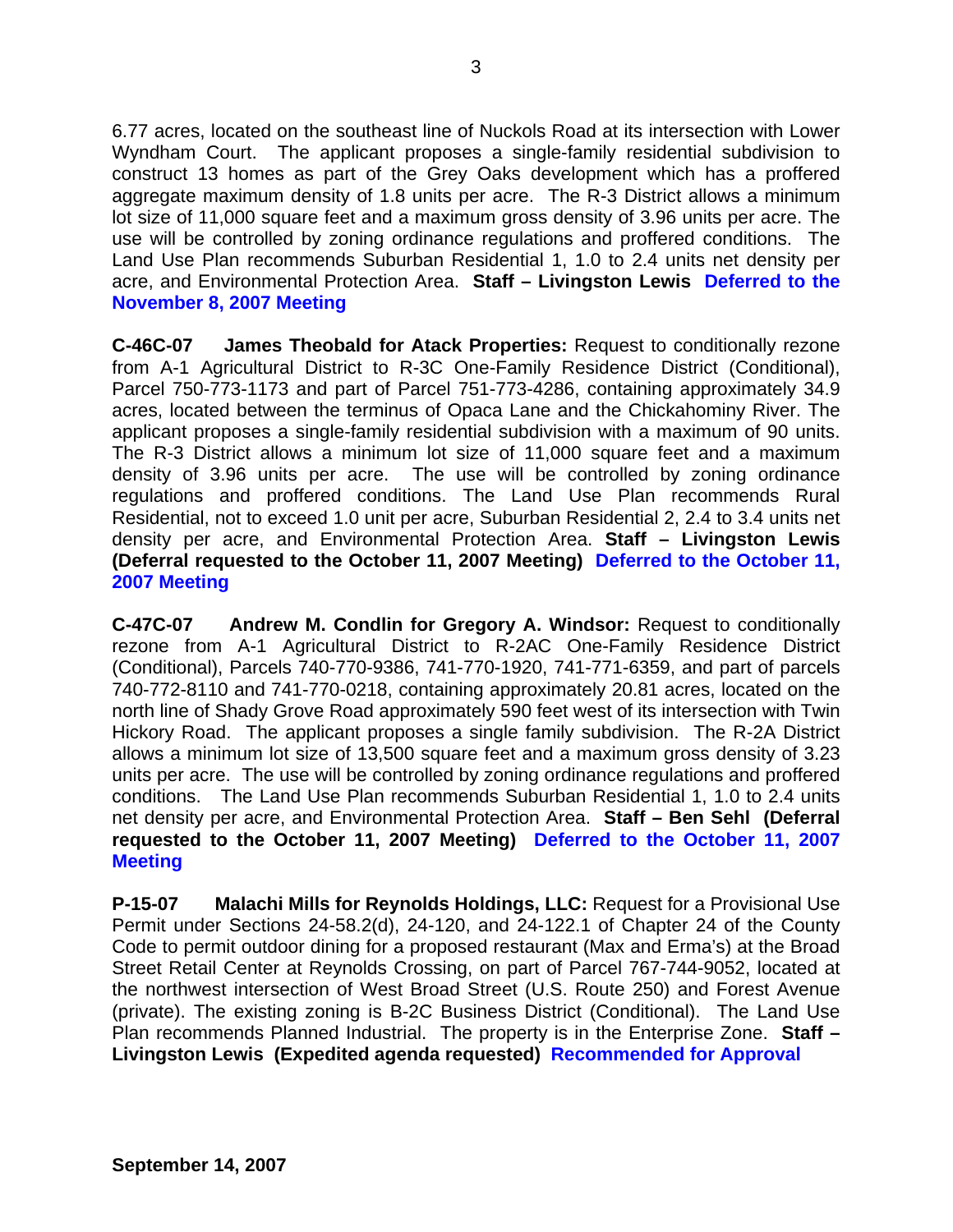6.77 acres, located on the southeast line of Nuckols Road at its intersection with Lower Wyndham Court. The applicant proposes a single-family residential subdivision to construct 13 homes as part of the Grey Oaks development which has a proffered aggregate maximum density of 1.8 units per acre. The R-3 District allows a minimum lot size of 11,000 square feet and a maximum gross density of 3.96 units per acre. The use will be controlled by zoning ordinance regulations and proffered conditions. The Land Use Plan recommends Suburban Residential 1, 1.0 to 2.4 units net density per acre, and Environmental Protection Area. **Staff – Livingston Lewis** **Deferred to the November 8, 2007 Meeting**

**C-46C-07 James Theobald for Atack Properties:** Request to conditionally rezone from A-1 Agricultural District to R-3C One-Family Residence District (Conditional), Parcel 750-773-1173 and part of Parcel 751-773-4286, containing approximately 34.9 acres, located between the terminus of Opaca Lane and the Chickahominy River. The applicant proposes a single-family residential subdivision with a maximum of 90 units. The R-3 District allows a minimum lot size of 11,000 square feet and a maximum density of 3.96 units per acre. The use will be controlled by zoning ordinance regulations and proffered conditions. The Land Use Plan recommends Rural Residential, not to exceed 1.0 unit per acre, Suburban Residential 2, 2.4 to 3.4 units net density per acre, and Environmental Protection Area. **Staff – Livingston Lewis (Deferral requested to the October 11, 2007 Meeting)** **Deferred to the October 11, 2007 Meeting**

**C-47C-07 Andrew M. Condlin for Gregory A. Windsor:** Request to conditionally rezone from A-1 Agricultural District to R-2AC One-Family Residence District (Conditional), Parcels 740-770-9386, 741-770-1920, 741-771-6359, and part of parcels 740-772-8110 and 741-770-0218, containing approximately 20.81 acres, located on the north line of Shady Grove Road approximately 590 feet west of its intersection with Twin Hickory Road. The applicant proposes a single family subdivision. The R-2A District allows a minimum lot size of 13,500 square feet and a maximum gross density of 3.23 units per acre. The use will be controlled by zoning ordinance regulations and proffered conditions. The Land Use Plan recommends Suburban Residential 1, 1.0 to 2.4 units net density per acre, and Environmental Protection Area. **Staff – Ben Sehl (Deferral requested to the October 11, 2007 Meeting)** **Deferred to the October 11, 2007 Meeting**

**P-15-07 Malachi Mills for Reynolds Holdings, LLC:** Request for a Provisional Use Permit under Sections 24-58.2(d), 24-120, and 24-122.1 of Chapter 24 of the County Code to permit outdoor dining for a proposed restaurant (Max and Erma's) at the Broad Street Retail Center at Reynolds Crossing, on part of Parcel 767-744-9052, located at the northwest intersection of West Broad Street (U.S. Route 250) and Forest Avenue (private). The existing zoning is B-2C Business District (Conditional). The Land Use Plan recommends Planned Industrial. The property is in the Enterprise Zone. **Staff – Livingston Lewis (Expedited agenda requested)** **Recommended for Approval**

**September 14, 2007**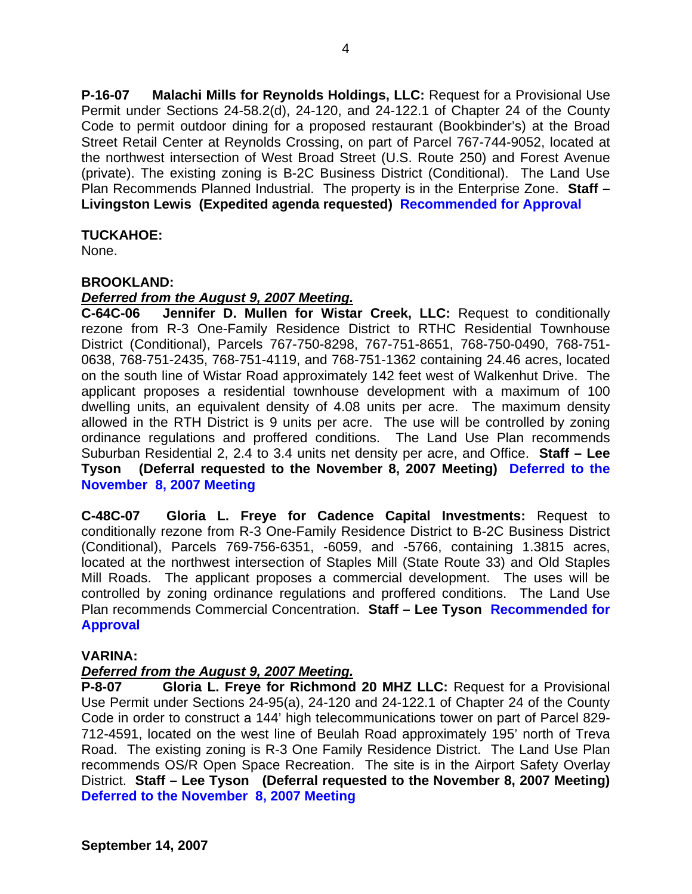**P-16-07 Malachi Mills for Reynolds Holdings, LLC:** Request for a Provisional Use Permit under Sections 24-58.2(d), 24-120, and 24-122.1 of Chapter 24 of the County Code to permit outdoor dining for a proposed restaurant (Bookbinder's) at the Broad Street Retail Center at Reynolds Crossing, on part of Parcel 767-744-9052, located at the northwest intersection of West Broad Street (U.S. Route 250) and Forest Avenue (private). The existing zoning is B-2C Business District (Conditional). The Land Use Plan Recommends Planned Industrial. The property is in the Enterprise Zone. **Staff – Livingston Lewis (Expedited agenda requested) Recommended for Approval**

**TUCKAHOE:**
None.

**BROOKLAND:**
***Deferred from the August 9, 2007 Meeting.***
**C-64C-06 Jennifer D. Mullen for Wistar Creek, LLC:** Request to conditionally rezone from R-3 One-Family Residence District to RTHC Residential Townhouse District (Conditional), Parcels 767-750-8298, 767-751-8651, 768-750-0490, 768-751-0638, 768-751-2435, 768-751-4119, and 768-751-1362 containing 24.46 acres, located on the south line of Wistar Road approximately 142 feet west of Walkenhut Drive. The applicant proposes a residential townhouse development with a maximum of 100 dwelling units, an equivalent density of 4.08 units per acre. The maximum density allowed in the RTH District is 9 units per acre. The use will be controlled by zoning ordinance regulations and proffered conditions. The Land Use Plan recommends Suburban Residential 2, 2.4 to 3.4 units net density per acre, and Office. **Staff – Lee Tyson (Deferral requested to the November 8, 2007 Meeting) Deferred to the November 8, 2007 Meeting**

**C-48C-07 Gloria L. Freye for Cadence Capital Investments:** Request to conditionally rezone from R-3 One-Family Residence District to B-2C Business District (Conditional), Parcels 769-756-6351, -6059, and -5766, containing 1.3815 acres, located at the northwest intersection of Staples Mill (State Route 33) and Old Staples Mill Roads. The applicant proposes a commercial development. The uses will be controlled by zoning ordinance regulations and proffered conditions. The Land Use Plan recommends Commercial Concentration. **Staff – Lee Tyson Recommended for Approval**

**VARINA:**
***Deferred from the August 9, 2007 Meeting.***
**P-8-07 Gloria L. Freye for Richmond 20 MHZ LLC:** Request for a Provisional Use Permit under Sections 24-95(a), 24-120 and 24-122.1 of Chapter 24 of the County Code in order to construct a 144' high telecommunications tower on part of Parcel 829-712-4591, located on the west line of Beulah Road approximately 195' north of Treva Road. The existing zoning is R-3 One Family Residence District. The Land Use Plan recommends OS/R Open Space Recreation. The site is in the Airport Safety Overlay District. **Staff – Lee Tyson (Deferral requested to the November 8, 2007 Meeting) Deferred to the November 8, 2007 Meeting**

**September 14, 2007**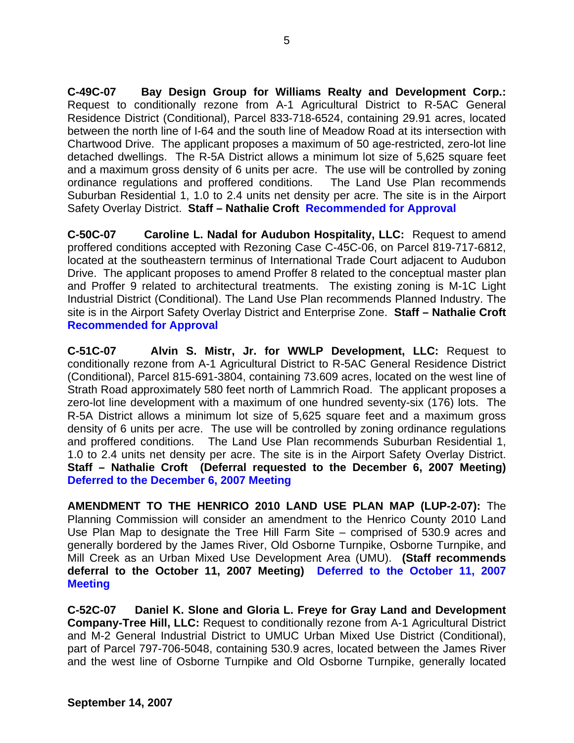**C-49C-07 Bay Design Group for Williams Realty and Development Corp.:** Request to conditionally rezone from A-1 Agricultural District to R-5AC General Residence District (Conditional), Parcel 833-718-6524, containing 29.91 acres, located between the north line of I-64 and the south line of Meadow Road at its intersection with Chartwood Drive. The applicant proposes a maximum of 50 age-restricted, zero-lot line detached dwellings. The R-5A District allows a minimum lot size of 5,625 square feet and a maximum gross density of 6 units per acre. The use will be controlled by zoning ordinance regulations and proffered conditions. The Land Use Plan recommends Suburban Residential 1, 1.0 to 2.4 units net density per acre. The site is in the Airport Safety Overlay District. **Staff – Nathalie Croft** **Recommended for Approval**

**C-50C-07 Caroline L. Nadal for Audubon Hospitality, LLC:** Request to amend proffered conditions accepted with Rezoning Case C-45C-06, on Parcel 819-717-6812, located at the southeastern terminus of International Trade Court adjacent to Audubon Drive. The applicant proposes to amend Proffer 8 related to the conceptual master plan and Proffer 9 related to architectural treatments. The existing zoning is M-1C Light Industrial District (Conditional). The Land Use Plan recommends Planned Industry. The site is in the Airport Safety Overlay District and Enterprise Zone. **Staff – Nathalie Croft** **Recommended for Approval**

**C-51C-07 Alvin S. Mistr, Jr. for WWLP Development, LLC:** Request to conditionally rezone from A-1 Agricultural District to R-5AC General Residence District (Conditional), Parcel 815-691-3804, containing 73.609 acres, located on the west line of Strath Road approximately 580 feet north of Lammrich Road. The applicant proposes a zero-lot line development with a maximum of one hundred seventy-six (176) lots. The R-5A District allows a minimum lot size of 5,625 square feet and a maximum gross density of 6 units per acre. The use will be controlled by zoning ordinance regulations and proffered conditions. The Land Use Plan recommends Suburban Residential 1, 1.0 to 2.4 units net density per acre. The site is in the Airport Safety Overlay District. **Staff – Nathalie Croft (Deferral requested to the December 6, 2007 Meeting)** **Deferred to the December 6, 2007 Meeting**

**AMENDMENT TO THE HENRICO 2010 LAND USE PLAN MAP (LUP-2-07):** The Planning Commission will consider an amendment to the Henrico County 2010 Land Use Plan Map to designate the Tree Hill Farm Site – comprised of 530.9 acres and generally bordered by the James River, Old Osborne Turnpike, Osborne Turnpike, and Mill Creek as an Urban Mixed Use Development Area (UMU). **(Staff recommends deferral to the October 11, 2007 Meeting)** **Deferred to the October 11, 2007 Meeting**

**C-52C-07 Daniel K. Slone and Gloria L. Freye for Gray Land and Development Company-Tree Hill, LLC:** Request to conditionally rezone from A-1 Agricultural District and M-2 General Industrial District to UMUC Urban Mixed Use District (Conditional), part of Parcel 797-706-5048, containing 530.9 acres, located between the James River and the west line of Osborne Turnpike and Old Osborne Turnpike, generally located

September 14, 2007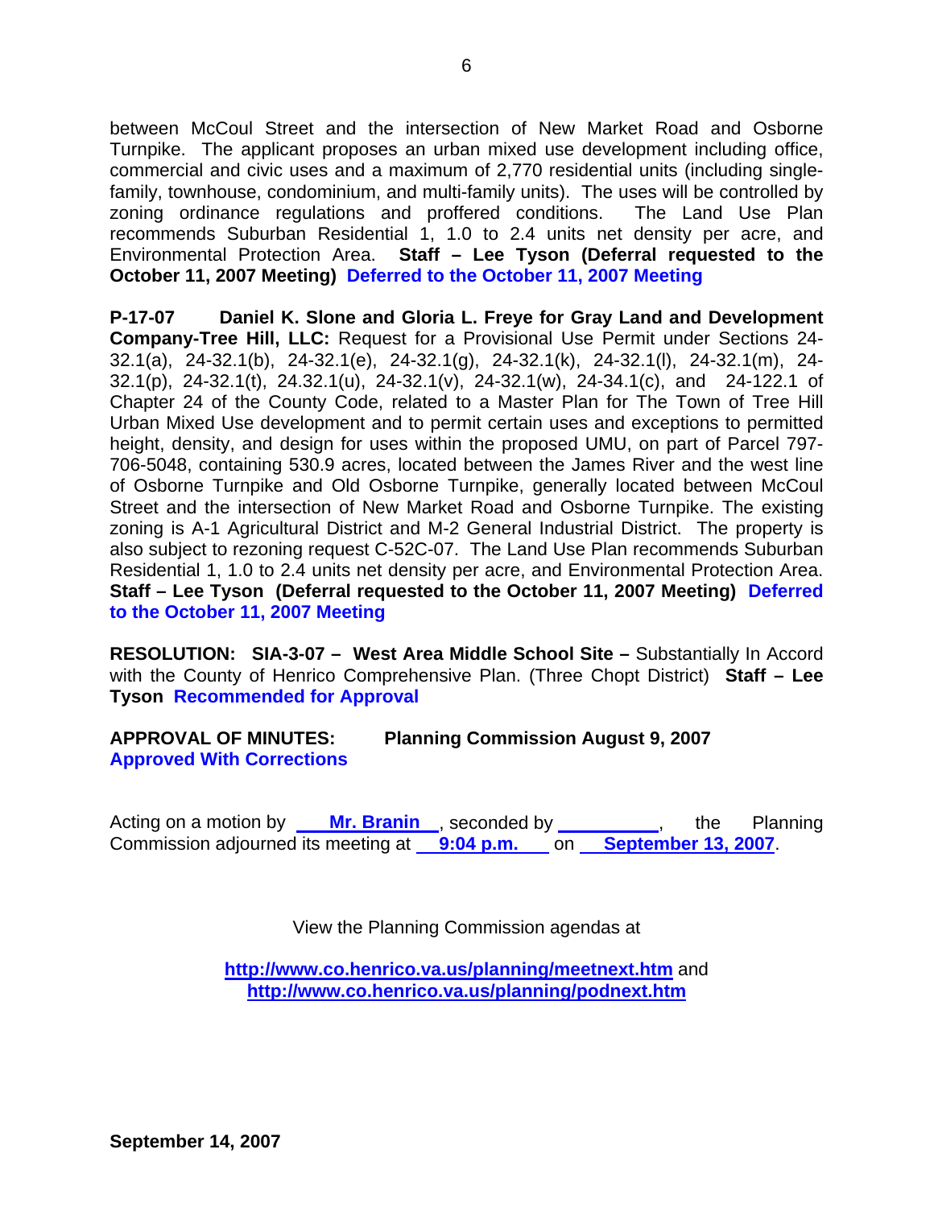between McCoul Street and the intersection of New Market Road and Osborne Turnpike. The applicant proposes an urban mixed use development including office, commercial and civic uses and a maximum of 2,770 residential units (including single-family, townhouse, condominium, and multi-family units). The uses will be controlled by zoning ordinance regulations and proffered conditions. The Land Use Plan recommends Suburban Residential 1, 1.0 to 2.4 units net density per acre, and Environmental Protection Area. **Staff – Lee Tyson (Deferral requested to the October 11, 2007 Meeting)** **Deferred to the October 11, 2007 Meeting**

**P-17-07 Daniel K. Slone and Gloria L. Freye for Gray Land and Development Company-Tree Hill, LLC:** Request for a Provisional Use Permit under Sections 24-32.1(a), 24-32.1(b), 24-32.1(e), 24-32.1(g), 24-32.1(k), 24-32.1(l), 24-32.1(m), 24-32.1(p), 24-32.1(t), 24.32.1(u), 24-32.1(v), 24-32.1(w), 24-34.1(c), and 24-122.1 of Chapter 24 of the County Code, related to a Master Plan for The Town of Tree Hill Urban Mixed Use development and to permit certain uses and exceptions to permitted height, density, and design for uses within the proposed UMU, on part of Parcel 797-706-5048, containing 530.9 acres, located between the James River and the west line of Osborne Turnpike and Old Osborne Turnpike, generally located between McCoul Street and the intersection of New Market Road and Osborne Turnpike. The existing zoning is A-1 Agricultural District and M-2 General Industrial District. The property is also subject to rezoning request C-52C-07. The Land Use Plan recommends Suburban Residential 1, 1.0 to 2.4 units net density per acre, and Environmental Protection Area. **Staff – Lee Tyson (Deferral requested to the October 11, 2007 Meeting)** **Deferred to the October 11, 2007 Meeting**

**RESOLUTION: SIA-3-07 – West Area Middle School Site –** Substantially In Accord with the County of Henrico Comprehensive Plan. (Three Chopt District) **Staff – Lee Tyson** **Recommended for Approval**

**APPROVAL OF MINUTES: Planning Commission August 9, 2007**
**Approved With Corrections**

Acting on a motion by **Mr. Branin**, seconded by \_\_\_\_\_\_\_\_\_\_, the Planning Commission adjourned its meeting at **9:04 p.m.** on **September 13, 2007**.

View the Planning Commission agendas at

**http://www.co.henrico.va.us/planning/meetnext.htm** and
**http://www.co.henrico.va.us/planning/podnext.htm**

**September 14, 2007**